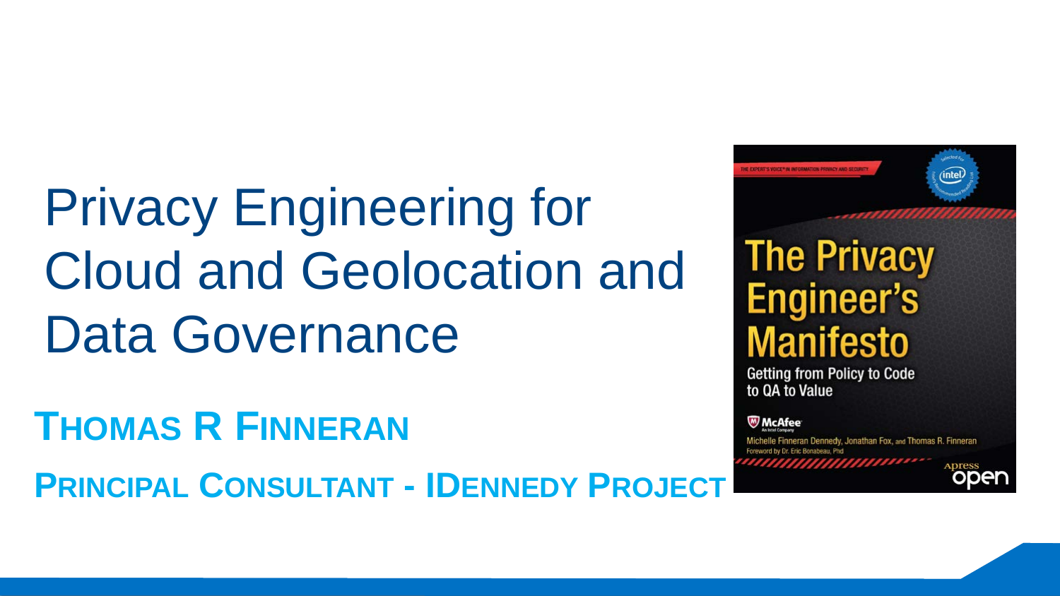# Privacy Engineering for Cloud and Geolocation and Data Governance

**Thomas R Finneran**

**Principal Consultant - IDennedy Project**

THE EXPERT'S VOICE® IN INFORMATION PRIVACY AND SECURITY

Selected for Intel's Recommended Reading List

The Privacy Engineer's Manifesto

Getting from Policy to Code to QA to Value

McAfee An Intel Company

Michelle Finneran Dennedy, Jonathan Fox, and Thomas R. Finneran

Foreword by Dr. Eric Bonabeau, Phd

Apress open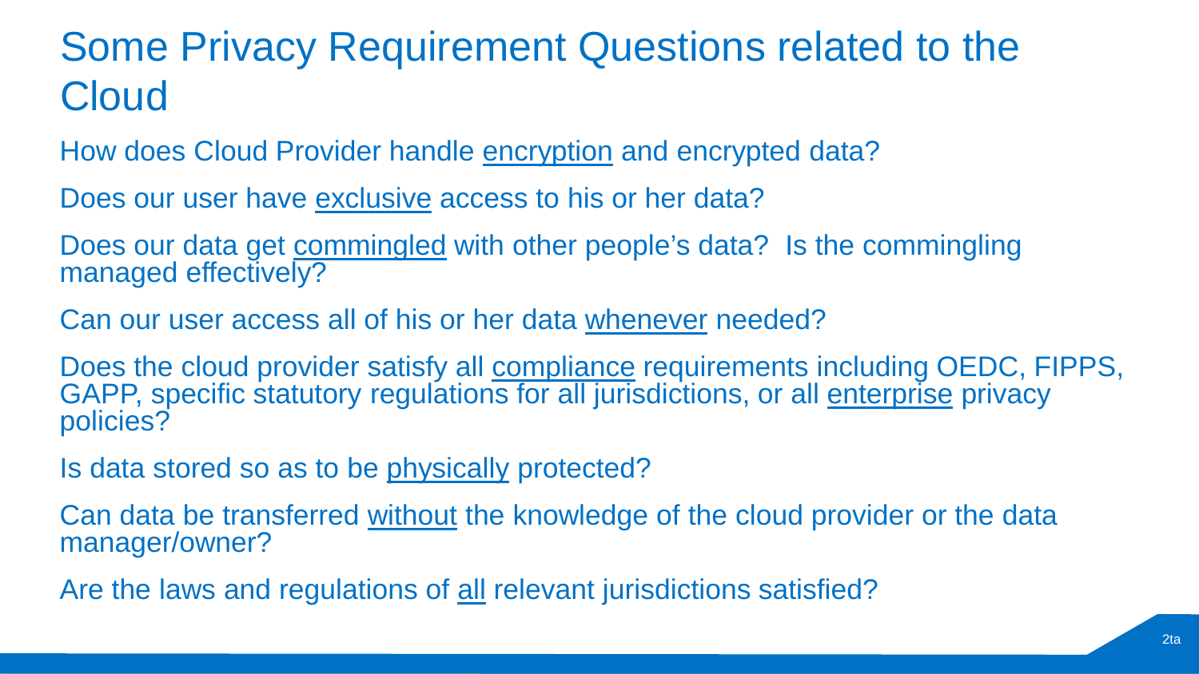# Some Privacy Requirement Questions related to the Cloud

How does Cloud Provider handle <u>encryption</u> and encrypted data?

Does our user have <u>exclusive</u> access to his or her data?

Does our data get <u>commingled</u> with other people's data? Is the commingling managed effectively?

Can our user access all of his or her data <u>whenever</u> needed?

Does the cloud provider satisfy all <u>compliance</u> requirements including OEDC, FIPPS, GAPP, specific statutory regulations for all jurisdictions, or all <u>enterprise</u> privacy policies?

Is data stored so as to be <u>physically</u> protected?

Can data be transferred <u>without</u> the knowledge of the cloud provider or the data manager/owner?

Are the laws and regulations of <u>all</u> relevant jurisdictions satisfied?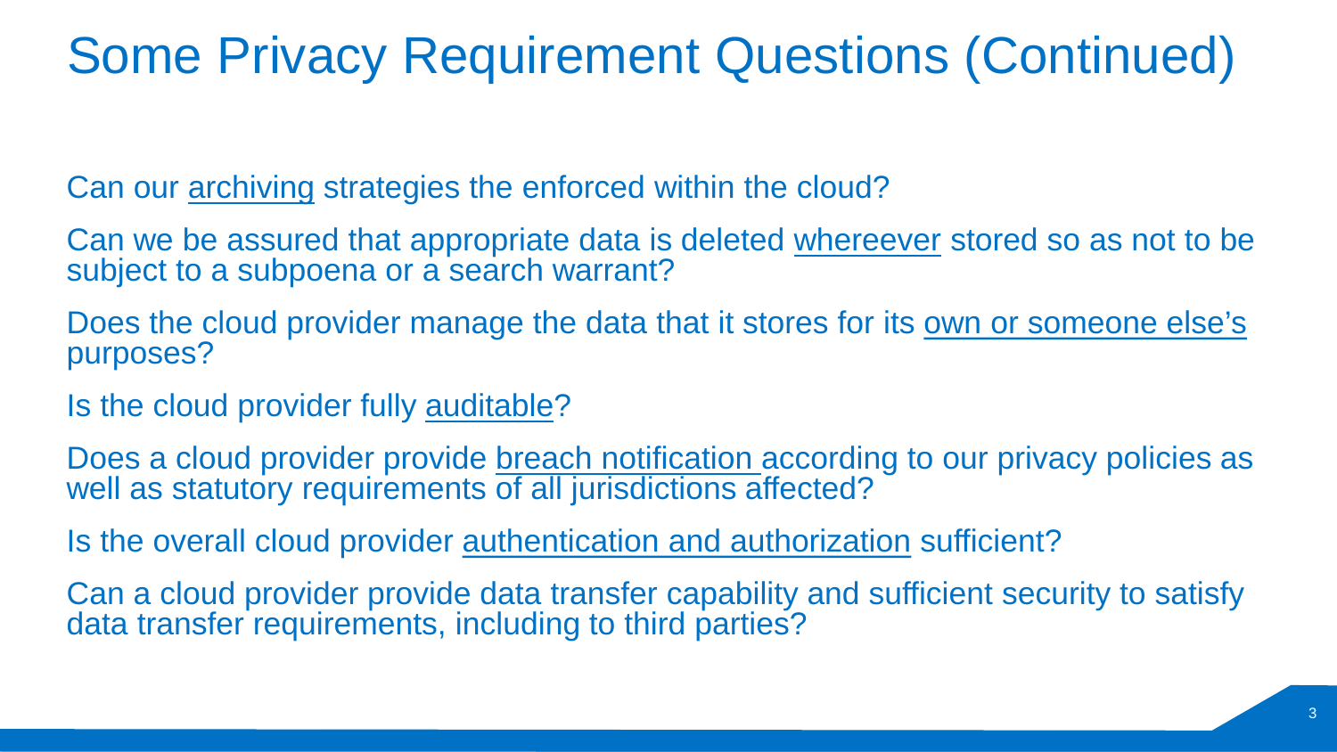# Some Privacy Requirement Questions (Continued)

Can our <u>archiving</u> strategies the enforced within the cloud?

Can we be assured that appropriate data is deleted <u>whereever</u> stored so as not to be subject to a subpoena or a search warrant?

Does the cloud provider manage the data that it stores for its <u>own or someone else's</u> purposes?

Is the cloud provider fully <u>auditable</u>?

Does a cloud provider provide <u>breach notification</u> according to our privacy policies as well as statutory requirements of all jurisdictions affected?

Is the overall cloud provider <u>authentication and authorization</u> sufficient?

Can a cloud provider provide data transfer capability and sufficient security to satisfy data transfer requirements, including to third parties?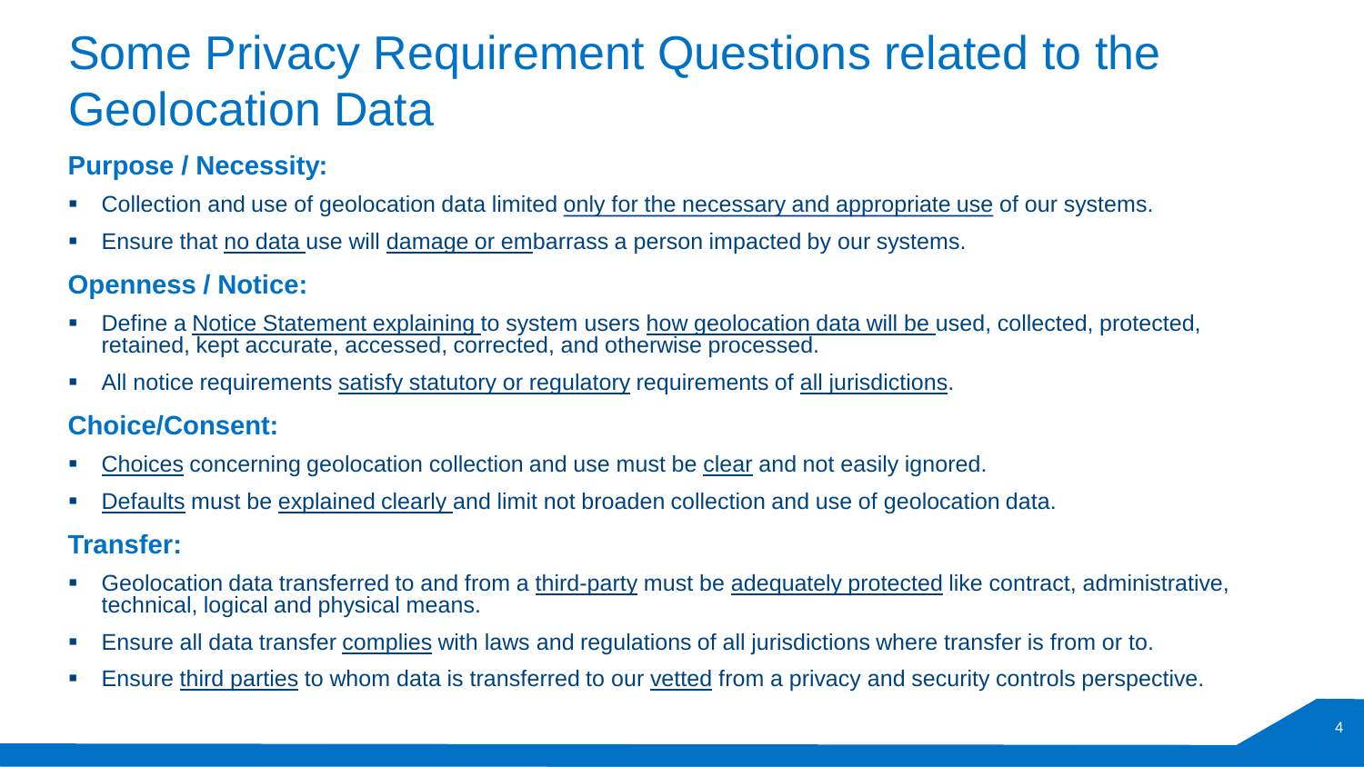# Some Privacy Requirement Questions related to the Geolocation Data

### Purpose / Necessity:

- Collection and use of geolocation data limited <u>only for the necessary and appropriate use</u> of our systems.
- Ensure that <u>no data</u> use will <u>damage or em</u>barrass a person impacted by our systems.

### Openness / Notice:

- Define a <u>Notice Statement explaining</u> to system users <u>how geolocation data will be</u> used, collected, protected, retained, kept accurate, accessed, corrected, and otherwise processed.
- All notice requirements <u>satisfy statutory or regulatory</u> requirements of <u>all jurisdictions</u>.

### Choice/Consent:

- <u>Choices</u> concerning geolocation collection and use must be <u>clear</u> and not easily ignored.
- <u>Defaults</u> must be <u>explained clearly</u> and limit not broaden collection and use of geolocation data.

### Transfer:

- Geolocation data transferred to and from a <u>third-party</u> must be <u>adequately protected</u> like contract, administrative, technical, logical and physical means.
- Ensure all data transfer <u>complies</u> with laws and regulations of all jurisdictions where transfer is from or to.
- Ensure <u>third parties</u> to whom data is transferred to our <u>vetted</u> from a privacy and security controls perspective.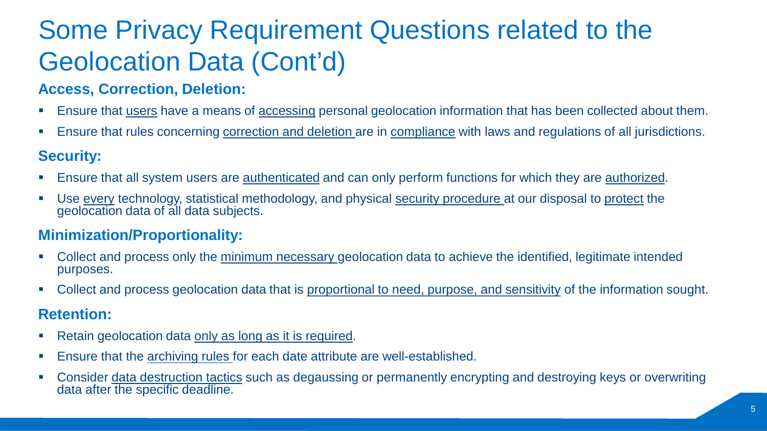# Some Privacy Requirement Questions related to the Geolocation Data (Cont'd)

### Access, Correction, Deletion:

- Ensure that <u>users</u> have a means of <u>accessing</u> personal geolocation information that has been collected about them.
- Ensure that rules concerning <u>correction and deletion</u> are in <u>compliance</u> with laws and regulations of all jurisdictions.

### Security:

- Ensure that all system users are <u>authenticated</u> and can only perform functions for which they are <u>authorized</u>.
- Use <u>every</u> technology, statistical methodology, and physical <u>security procedure</u> at our disposal to <u>protect</u> the geolocation data of all data subjects.

### Minimization/Proportionality:

- Collect and process only the <u>minimum necessary</u> geolocation data to achieve the identified, legitimate intended purposes.
- Collect and process geolocation data that is <u>proportional to need, purpose, and sensitivity</u> of the information sought.

### Retention:

- Retain geolocation data <u>only as long as it is required</u>.
- Ensure that the <u>archiving rules</u> for each date attribute are well-established.
- Consider <u>data destruction tactics</u> such as degaussing or permanently encrypting and destroying keys or overwriting data after the specific deadline.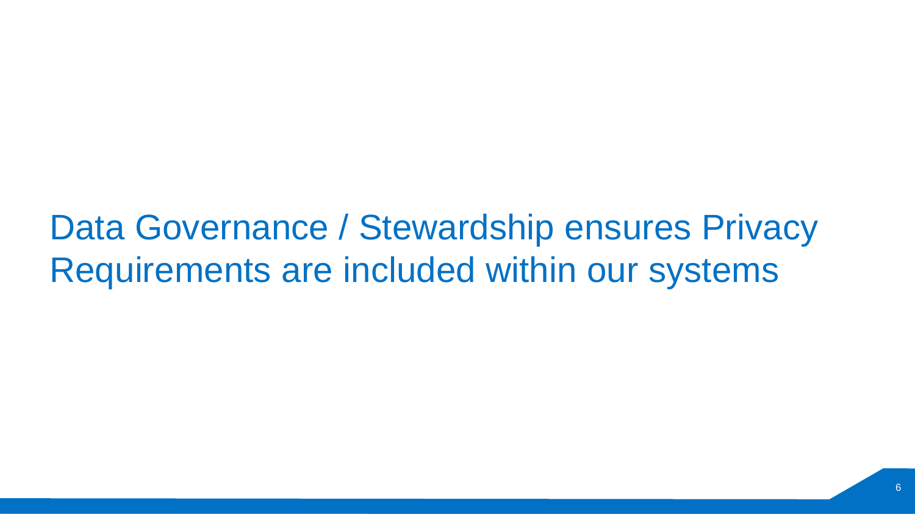# Data Governance / Stewardship ensures Privacy Requirements are included within our systems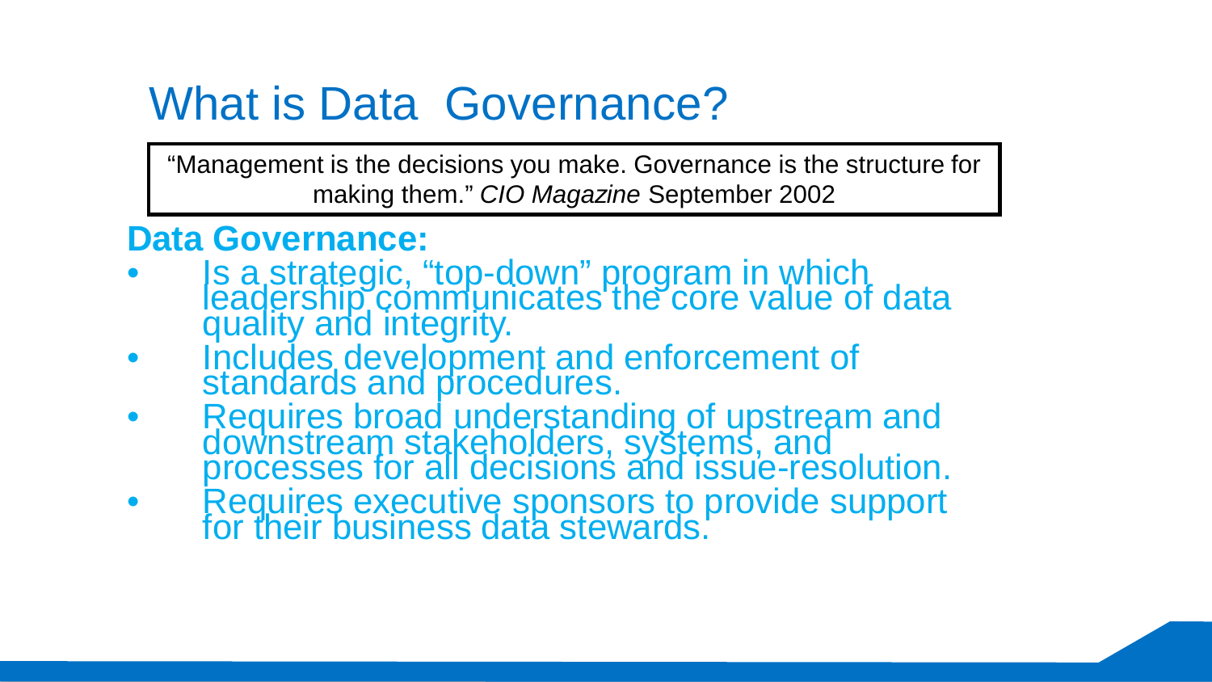# What is Data Governance?

> "Management is the decisions you make. Governance is the structure for making them." *CIO Magazine* September 2002

**Data Governance:**

- Is a strategic, "top-down" program in which leadership communicates the core value of data quality and integrity.
- Includes development and enforcement of standards and procedures.
- Requires broad understanding of upstream and downstream stakeholders, systems, and processes for all decisions and issue-resolution.
- Requires executive sponsors to provide support for their business data stewards.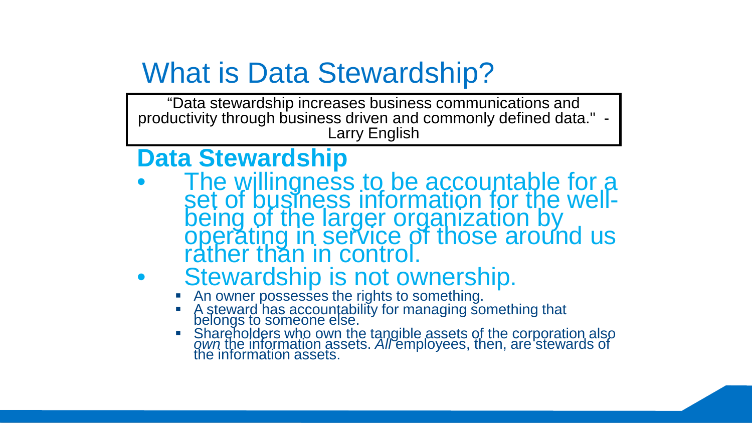# What is Data Stewardship?

> "Data stewardship increases business communications and productivity through business driven and commonly defined data." - Larry English

## Data Stewardship

- The willingness to be accountable for a set of business information for the well-being of the larger organization by operating in service of those around us rather than in control.
- Stewardship is not ownership.
  - An owner possesses the rights to something.
  - A steward has accountability for managing something that belongs to someone else.
  - Shareholders who own the tangible assets of the corporation also *own* the information assets. *All* employees, then, are stewards of the information assets.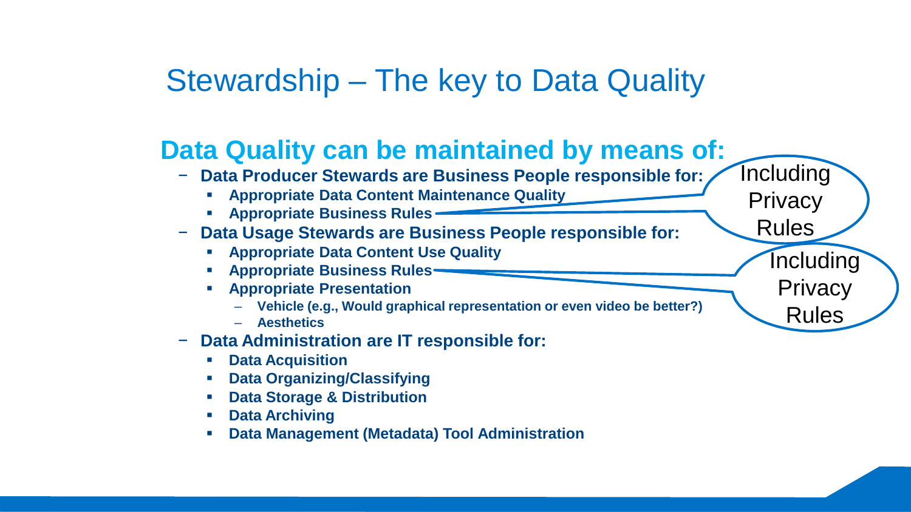# Stewardship – The key to Data Quality

## Data Quality can be maintained by means of:

- **Data Producer Stewards are Business People responsible for:**
  - **Appropriate Data Content Maintenance Quality**
  - **Appropriate Business Rules** (Including Privacy Rules)
- **Data Usage Stewards are Business People responsible for:**
  - **Appropriate Data Content Use Quality**
  - **Appropriate Business Rules** (Including Privacy Rules)
  - **Appropriate Presentation**
    - **Vehicle (e.g., Would graphical representation or even video be better?)**
    - **Aesthetics**
- **Data Administration are IT responsible for:**
  - **Data Acquisition**
  - **Data Organizing/Classifying**
  - **Data Storage & Distribution**
  - **Data Archiving**
  - **Data Management (Metadata) Tool Administration**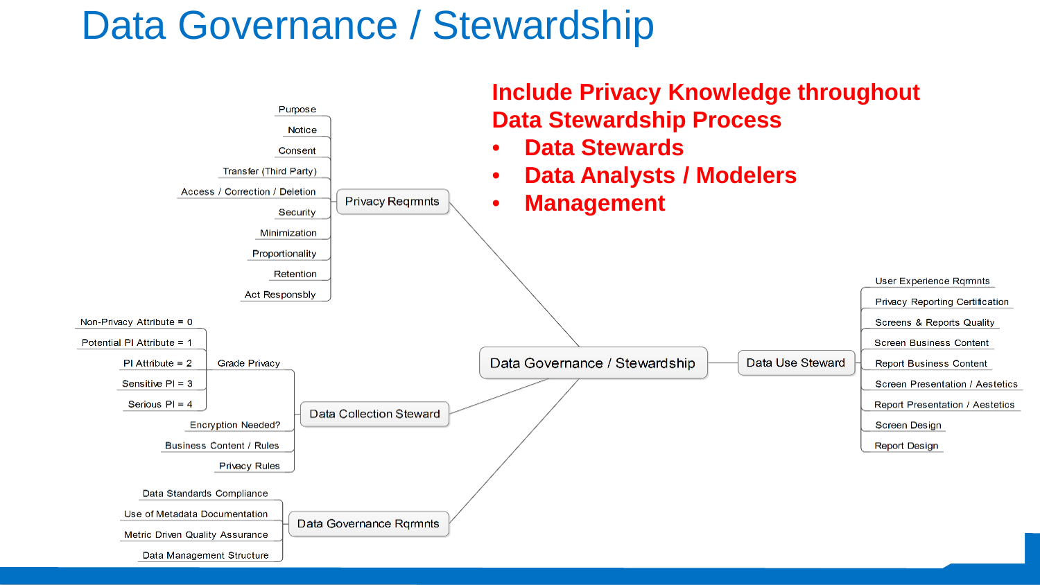# Data Governance / Stewardship

**Include Privacy Knowledge throughout Data Stewardship Process**

- **Data Stewards**
- **Data Analysts / Modelers**
- **Management**

- Data Governance / Stewardship
  - Privacy Reqrmnts
    - Purpose
    - Notice
    - Consent
    - Transfer (Third Party)
    - Access / Correction / Deletion
    - Security
    - Minimization
    - Proportionality
    - Retention
    - Act Responsbly
  - Data Collection Steward
    - Grade Privacy
      - Non-Privacy Attribute = 0
      - Potential PI Attribute = 1
      - PI Attribute = 2
      - Sensitive PI = 3
      - Serious PI = 4
    - Encryption Needed?
    - Business Content / Rules
    - Privacy Rules
  - Data Governance Rqrmnts
    - Data Standards Compliance
    - Use of Metadata Documentation
    - Metric Driven Quality Assurance
    - Data Management Structure
  - Data Use Steward
    - User Experience Rqrmnts
    - Privacy Reporting Certification
    - Screens & Reports Quality
    - Screen Business Content
    - Report Business Content
    - Screen Presentation / Aestetics
    - Report Presentation / Aestetics
    - Screen Design
    - Report Design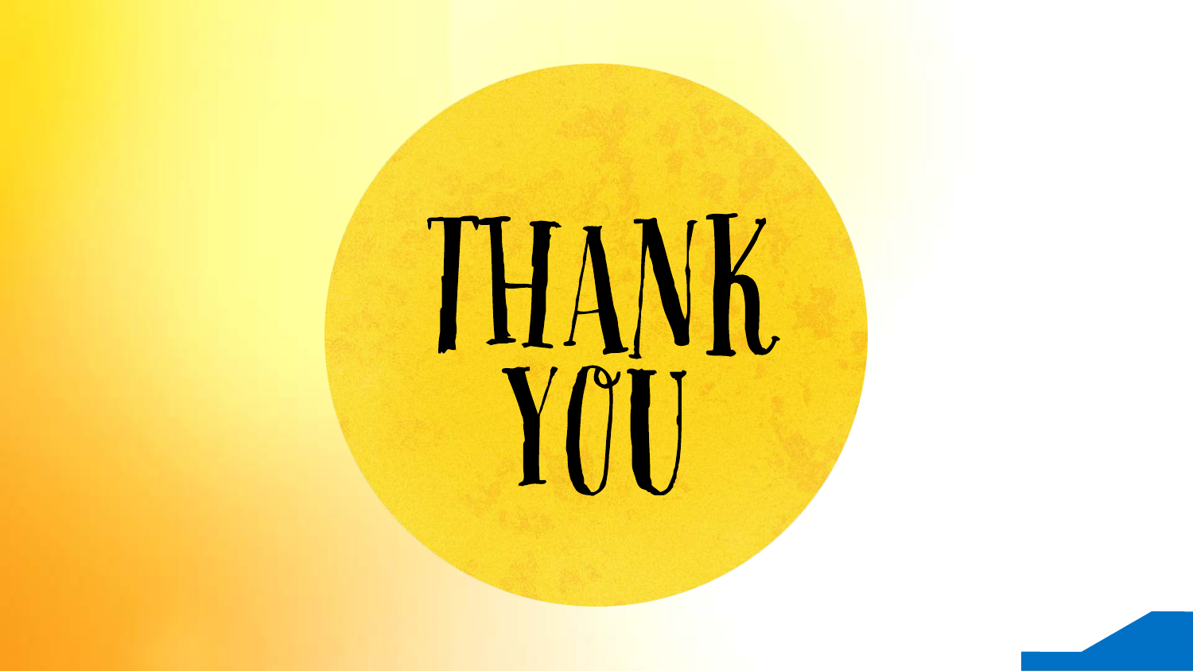# THANK YOU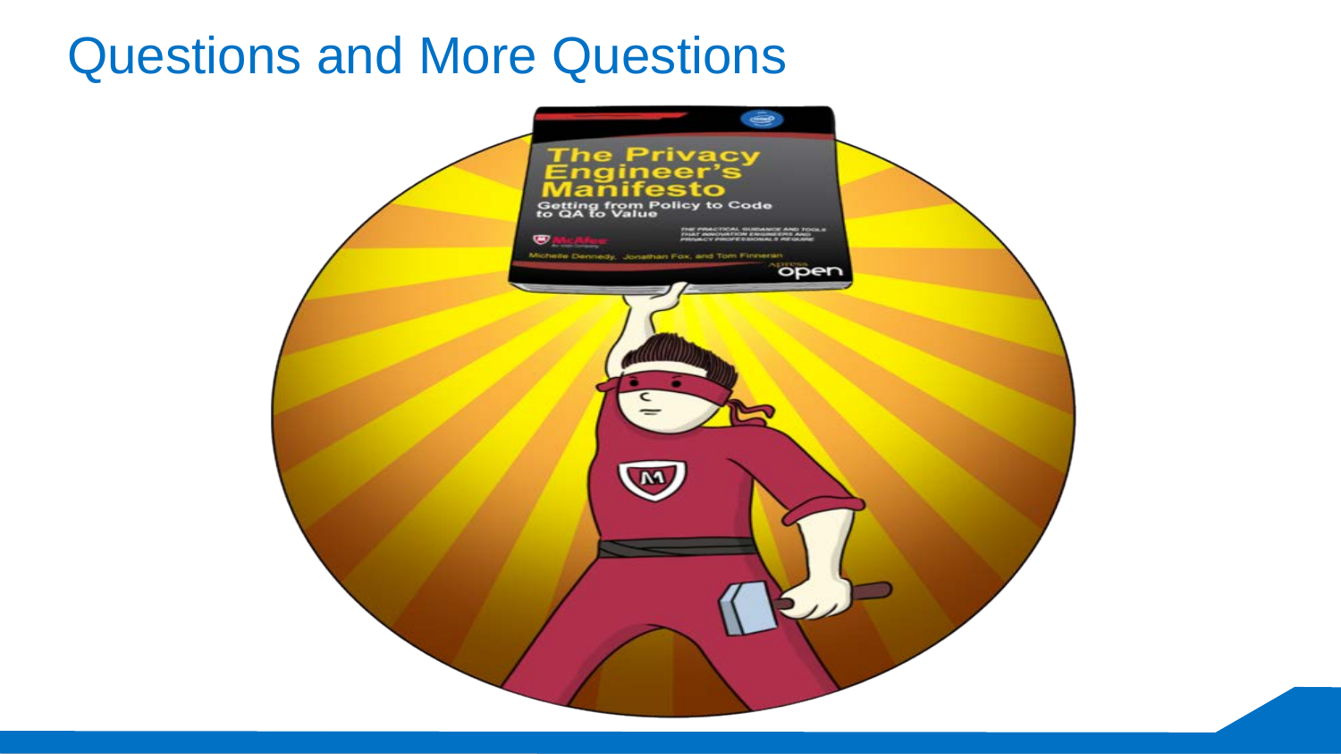# Questions and More Questions